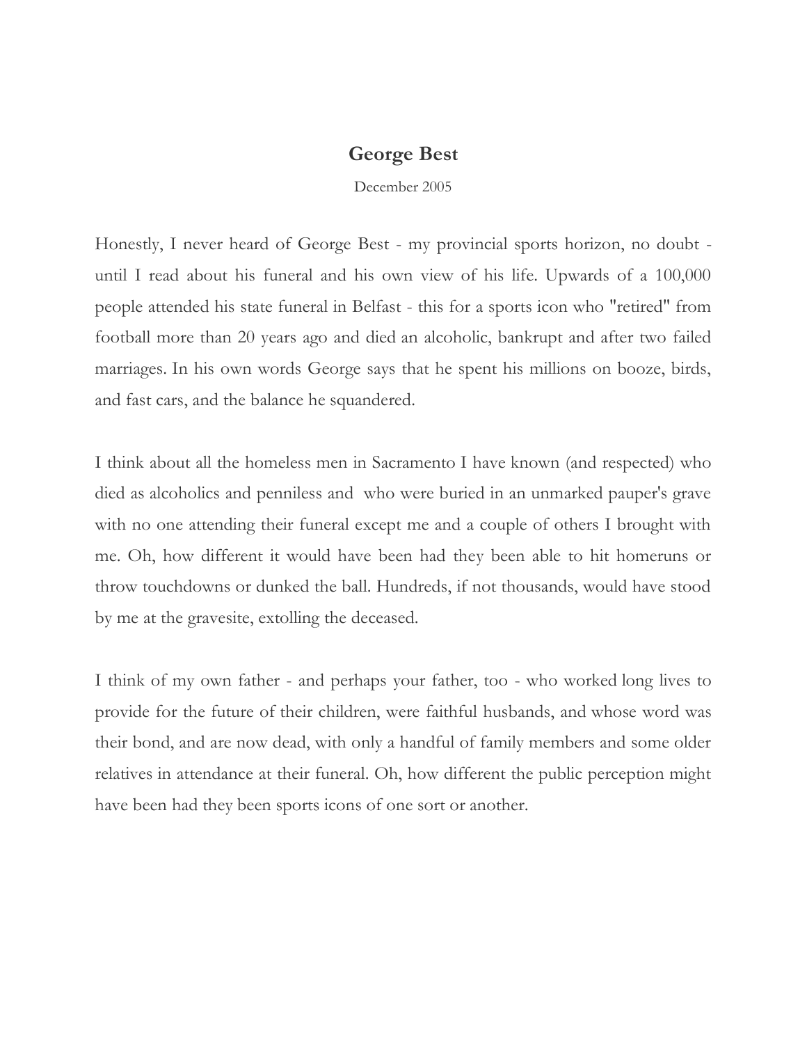# George Best

December 2005

Honestly, I never heard of George Best - my provincial sports horizon, no doubt - until I read about his funeral and his own view of his life. Upwards of a 100,000 people attended his state funeral in Belfast - this for a sports icon who "retired" from football more than 20 years ago and died an alcoholic, bankrupt and after two failed marriages. In his own words George says that he spent his millions on booze, birds, and fast cars, and the balance he squandered.

I think about all the homeless men in Sacramento I have known (and respected) who died as alcoholics and penniless and who were buried in an unmarked pauper's grave with no one attending their funeral except me and a couple of others I brought with me. Oh, how different it would have been had they been able to hit homeruns or throw touchdowns or dunked the ball. Hundreds, if not thousands, would have stood by me at the gravesite, extolling the deceased.

I think of my own father - and perhaps your father, too - who worked long lives to provide for the future of their children, were faithful husbands, and whose word was their bond, and are now dead, with only a handful of family members and some older relatives in attendance at their funeral. Oh, how different the public perception might have been had they been sports icons of one sort or another.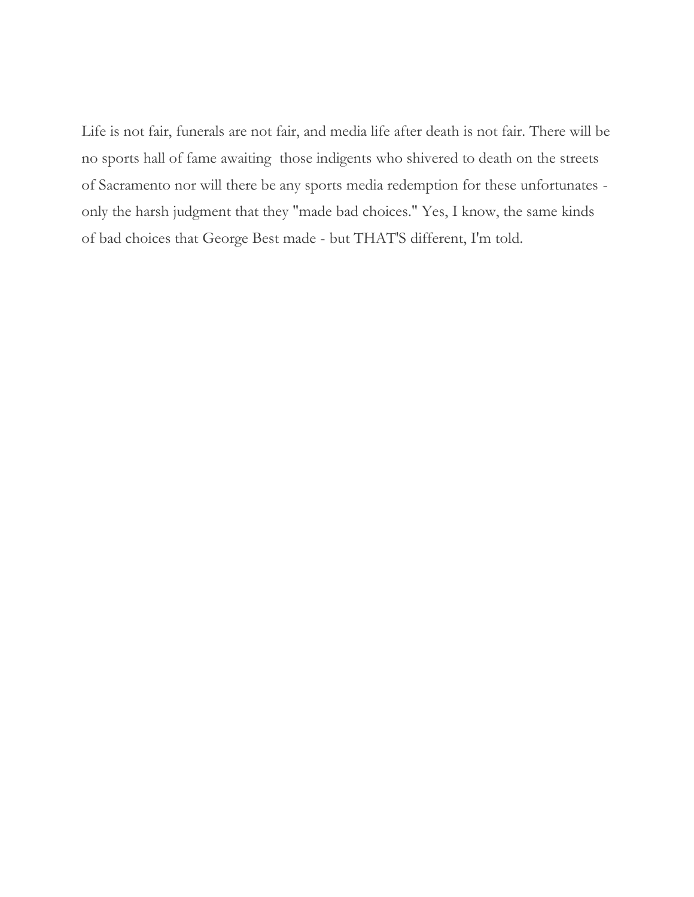Life is not fair, funerals are not fair, and media life after death is not fair. There will be no sports hall of fame awaiting those indigents who shivered to death on the streets of Sacramento nor will there be any sports media redemption for these unfortunates - only the harsh judgment that they "made bad choices." Yes, I know, the same kinds of bad choices that George Best made - but THAT'S different, I'm told.